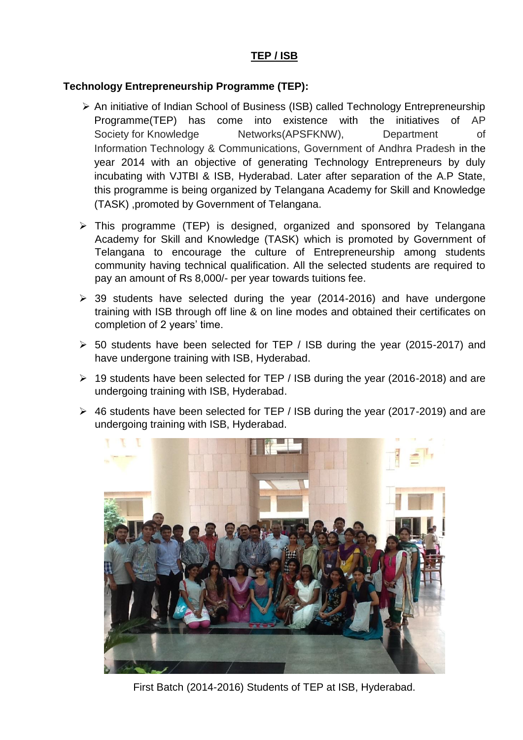# TEP / ISB

## Technology Entrepreneurship Programme (TEP):

- An initiative of Indian School of Business (ISB) called Technology Entrepreneurship Programme(TEP) has come into existence with the initiatives of AP Society for Knowledge Networks(APSFKNW), Department of Information Technology & Communications, Government of Andhra Pradesh in the year 2014 with an objective of generating Technology Entrepreneurs by duly incubating with VJTBI & ISB, Hyderabad. Later after separation of the A.P State, this programme is being organized by Telangana Academy for Skill and Knowledge (TASK) ,promoted by Government of Telangana.
- This programme (TEP) is designed, organized and sponsored by Telangana Academy for Skill and Knowledge (TASK) which is promoted by Government of Telangana to encourage the culture of Entrepreneurship among students community having technical qualification. All the selected students are required to pay an amount of Rs 8,000/- per year towards tuitions fee.
- 39 students have selected during the year (2014-2016) and have undergone training with ISB through off line & on line modes and obtained their certificates on completion of 2 years' time.
- 50 students have been selected for TEP / ISB during the year (2015-2017) and have undergone training with ISB, Hyderabad.
- 19 students have been selected for TEP / ISB during the year (2016-2018) and are undergoing training with ISB, Hyderabad.
- 46 students have been selected for TEP / ISB during the year (2017-2019) and are undergoing training with ISB, Hyderabad.

First Batch (2014-2016) Students of TEP at ISB, Hyderabad.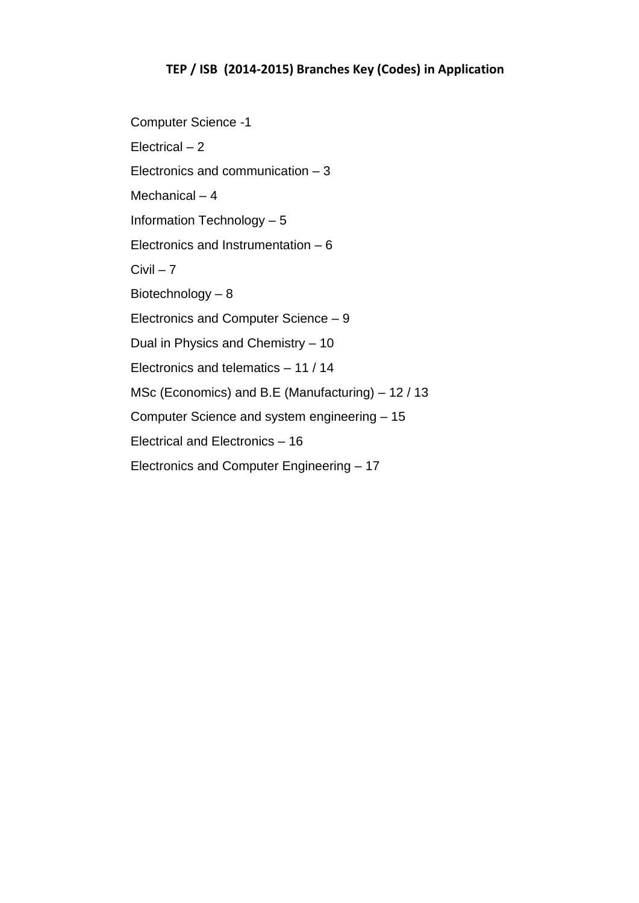**TEP / ISB (2014-2015) Branches Key (Codes) in Application**

Computer Science -1

Electrical – 2

Electronics and communication – 3

Mechanical – 4

Information Technology – 5

Electronics and Instrumentation – 6

Civil – 7

Biotechnology – 8

Electronics and Computer Science – 9

Dual in Physics and Chemistry – 10

Electronics and telematics – 11 / 14

MSc (Economics) and B.E (Manufacturing) – 12 / 13

Computer Science and system engineering – 15

Electrical and Electronics – 16

Electronics and Computer Engineering – 17